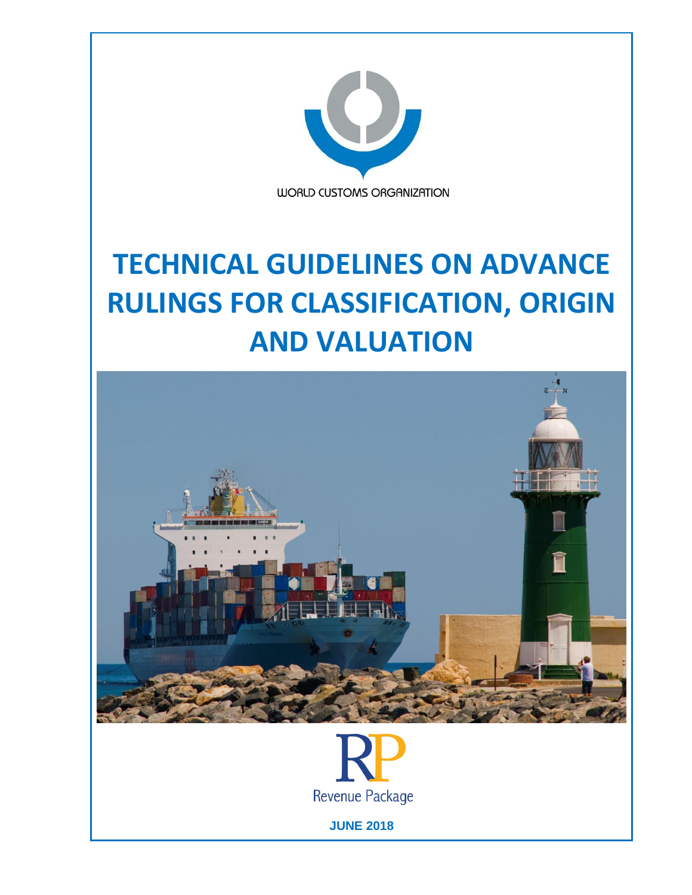WORLD CUSTOMS ORGANIZATION

# TECHNICAL GUIDELINES ON ADVANCE RULINGS FOR CLASSIFICATION, ORIGIN AND VALUATION

RP

Revenue Package

**JUNE 2018**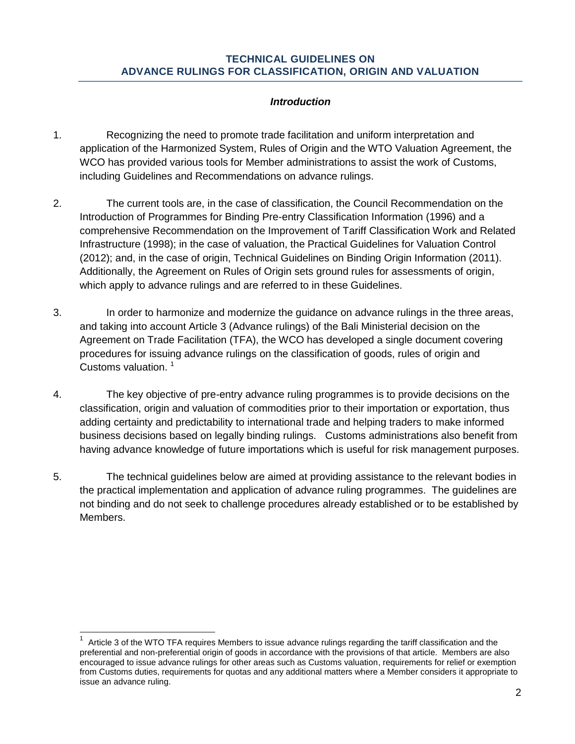# TECHNICAL GUIDELINES ON ADVANCE RULINGS FOR CLASSIFICATION, ORIGIN AND VALUATION

## *Introduction*

1. Recognizing the need to promote trade facilitation and uniform interpretation and application of the Harmonized System, Rules of Origin and the WTO Valuation Agreement, the WCO has provided various tools for Member administrations to assist the work of Customs, including Guidelines and Recommendations on advance rulings.

2. The current tools are, in the case of classification, the Council Recommendation on the Introduction of Programmes for Binding Pre-entry Classification Information (1996) and a comprehensive Recommendation on the Improvement of Tariff Classification Work and Related Infrastructure (1998); in the case of valuation, the Practical Guidelines for Valuation Control (2012); and, in the case of origin, Technical Guidelines on Binding Origin Information (2011). Additionally, the Agreement on Rules of Origin sets ground rules for assessments of origin, which apply to advance rulings and are referred to in these Guidelines.

3. In order to harmonize and modernize the guidance on advance rulings in the three areas, and taking into account Article 3 (Advance rulings) of the Bali Ministerial decision on the Agreement on Trade Facilitation (TFA), the WCO has developed a single document covering procedures for issuing advance rulings on the classification of goods, rules of origin and Customs valuation. [1]

4. The key objective of pre-entry advance ruling programmes is to provide decisions on the classification, origin and valuation of commodities prior to their importation or exportation, thus adding certainty and predictability to international trade and helping traders to make informed business decisions based on legally binding rulings. Customs administrations also benefit from having advance knowledge of future importations which is useful for risk management purposes.

5. The technical guidelines below are aimed at providing assistance to the relevant bodies in the practical implementation and application of advance ruling programmes. The guidelines are not binding and do not seek to challenge procedures already established or to be established by Members.

---

[1] Article 3 of the WTO TFA requires Members to issue advance rulings regarding the tariff classification and the preferential and non-preferential origin of goods in accordance with the provisions of that article. Members are also encouraged to issue advance rulings for other areas such as Customs valuation, requirements for relief or exemption from Customs duties, requirements for quotas and any additional matters where a Member considers it appropriate to issue an advance ruling.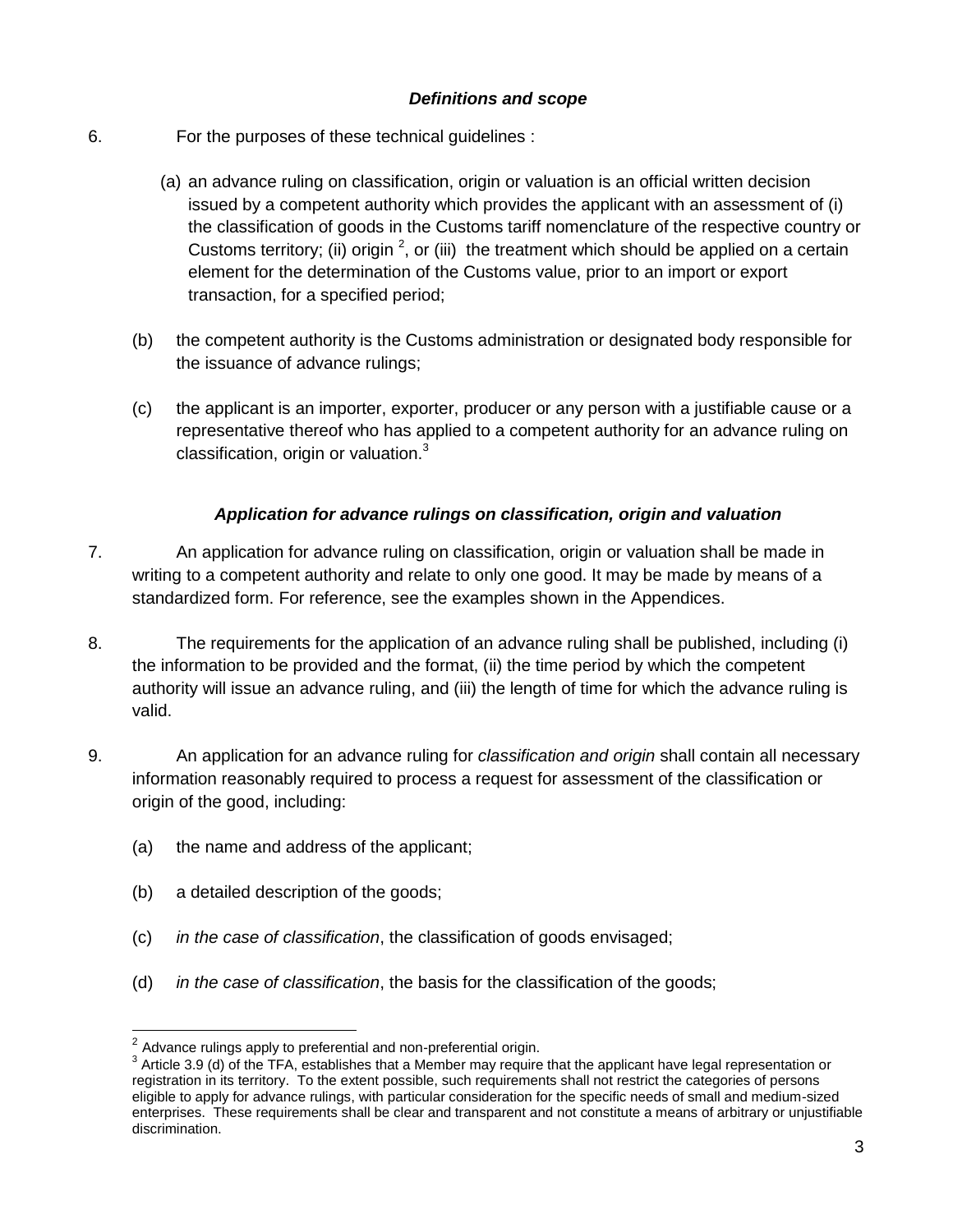### *Definitions and scope*

6. For the purposes of these technical guidelines :

   (a) an advance ruling on classification, origin or valuation is an official written decision issued by a competent authority which provides the applicant with an assessment of (i) the classification of goods in the Customs tariff nomenclature of the respective country or Customs territory; (ii) origin [2], or (iii) the treatment which should be applied on a certain element for the determination of the Customs value, prior to an import or export transaction, for a specified period;

   (b) the competent authority is the Customs administration or designated body responsible for the issuance of advance rulings;

   (c) the applicant is an importer, exporter, producer or any person with a justifiable cause or a representative thereof who has applied to a competent authority for an advance ruling on classification, origin or valuation.[3]

### *Application for advance rulings on classification, origin and valuation*

7. An application for advance ruling on classification, origin or valuation shall be made in writing to a competent authority and relate to only one good. It may be made by means of a standardized form. For reference, see the examples shown in the Appendices.

8. The requirements for the application of an advance ruling shall be published, including (i) the information to be provided and the format, (ii) the time period by which the competent authority will issue an advance ruling, and (iii) the length of time for which the advance ruling is valid.

9. An application for an advance ruling for *classification and origin* shall contain all necessary information reasonably required to process a request for assessment of the classification or origin of the good, including:

   (a) the name and address of the applicant;

   (b) a detailed description of the goods;

   (c) *in the case of classification*, the classification of goods envisaged;

   (d) *in the case of classification*, the basis for the classification of the goods;

---

[2] Advance rulings apply to preferential and non-preferential origin.

[3] Article 3.9 (d) of the TFA, establishes that a Member may require that the applicant have legal representation or registration in its territory. To the extent possible, such requirements shall not restrict the categories of persons eligible to apply for advance rulings, with particular consideration for the specific needs of small and medium-sized enterprises. These requirements shall be clear and transparent and not constitute a means of arbitrary or unjustifiable discrimination.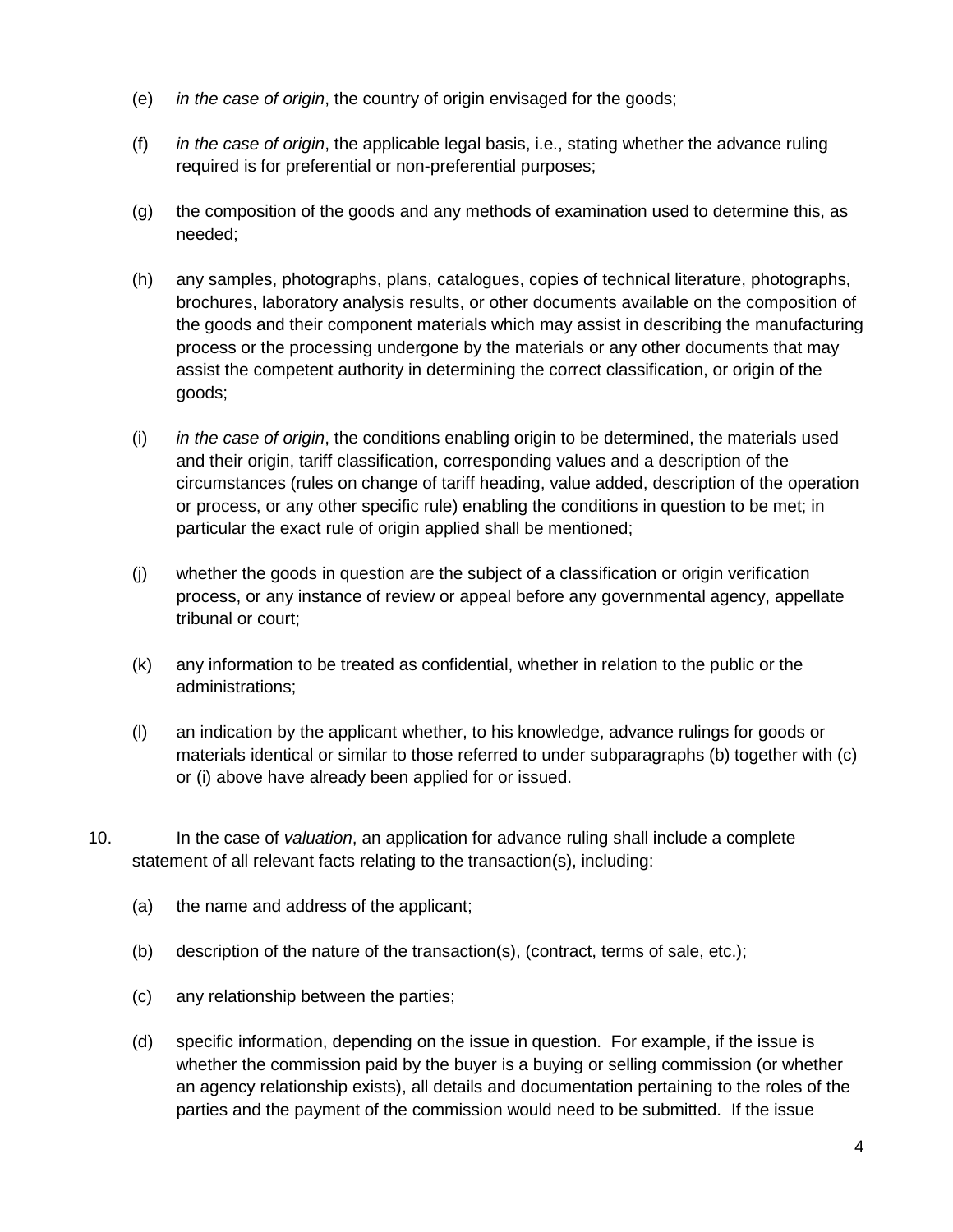(e) *in the case of origin*, the country of origin envisaged for the goods;

(f) *in the case of origin*, the applicable legal basis, i.e., stating whether the advance ruling required is for preferential or non-preferential purposes;

(g) the composition of the goods and any methods of examination used to determine this, as needed;

(h) any samples, photographs, plans, catalogues, copies of technical literature, photographs, brochures, laboratory analysis results, or other documents available on the composition of the goods and their component materials which may assist in describing the manufacturing process or the processing undergone by the materials or any other documents that may assist the competent authority in determining the correct classification, or origin of the goods;

(i) *in the case of origin*, the conditions enabling origin to be determined, the materials used and their origin, tariff classification, corresponding values and a description of the circumstances (rules on change of tariff heading, value added, description of the operation or process, or any other specific rule) enabling the conditions in question to be met; in particular the exact rule of origin applied shall be mentioned;

(j) whether the goods in question are the subject of a classification or origin verification process, or any instance of review or appeal before any governmental agency, appellate tribunal or court;

(k) any information to be treated as confidential, whether in relation to the public or the administrations;

(l) an indication by the applicant whether, to his knowledge, advance rulings for goods or materials identical or similar to those referred to under subparagraphs (b) together with (c) or (i) above have already been applied for or issued.

10. In the case of *valuation*, an application for advance ruling shall include a complete statement of all relevant facts relating to the transaction(s), including:

(a) the name and address of the applicant;

(b) description of the nature of the transaction(s), (contract, terms of sale, etc.);

(c) any relationship between the parties;

(d) specific information, depending on the issue in question. For example, if the issue is whether the commission paid by the buyer is a buying or selling commission (or whether an agency relationship exists), all details and documentation pertaining to the roles of the parties and the payment of the commission would need to be submitted. If the issue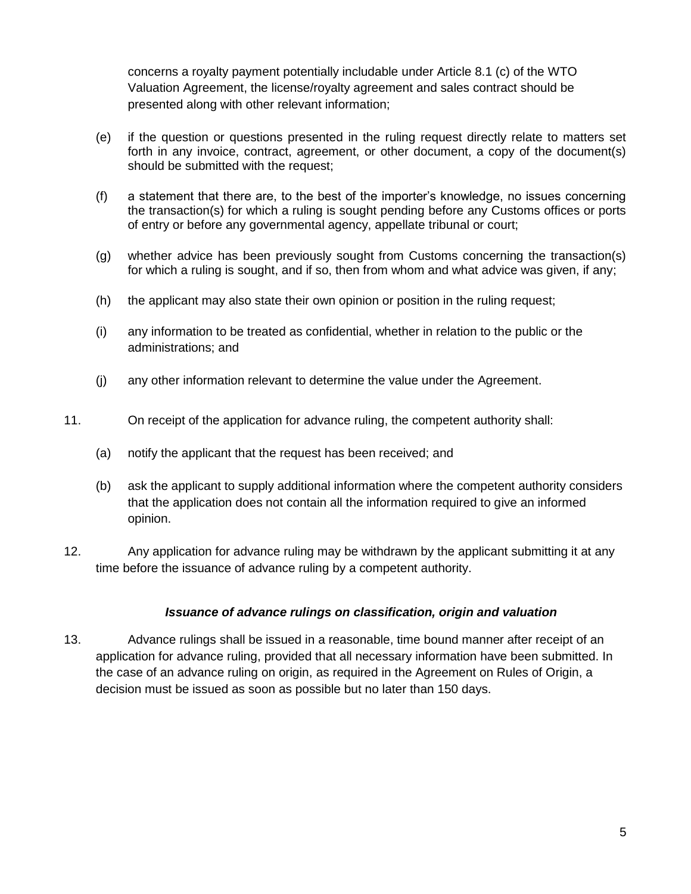concerns a royalty payment potentially includable under Article 8.1 (c) of the WTO Valuation Agreement, the license/royalty agreement and sales contract should be presented along with other relevant information;

(e) if the question or questions presented in the ruling request directly relate to matters set forth in any invoice, contract, agreement, or other document, a copy of the document(s) should be submitted with the request;

(f) a statement that there are, to the best of the importer's knowledge, no issues concerning the transaction(s) for which a ruling is sought pending before any Customs offices or ports of entry or before any governmental agency, appellate tribunal or court;

(g) whether advice has been previously sought from Customs concerning the transaction(s) for which a ruling is sought, and if so, then from whom and what advice was given, if any;

(h) the applicant may also state their own opinion or position in the ruling request;

(i) any information to be treated as confidential, whether in relation to the public or the administrations; and

(j) any other information relevant to determine the value under the Agreement.

11. On receipt of the application for advance ruling, the competent authority shall:

(a) notify the applicant that the request has been received; and

(b) ask the applicant to supply additional information where the competent authority considers that the application does not contain all the information required to give an informed opinion.

12. Any application for advance ruling may be withdrawn by the applicant submitting it at any time before the issuance of advance ruling by a competent authority.

***Issuance of advance rulings on classification, origin and valuation***

13. Advance rulings shall be issued in a reasonable, time bound manner after receipt of an application for advance ruling, provided that all necessary information have been submitted. In the case of an advance ruling on origin, as required in the Agreement on Rules of Origin, a decision must be issued as soon as possible but no later than 150 days.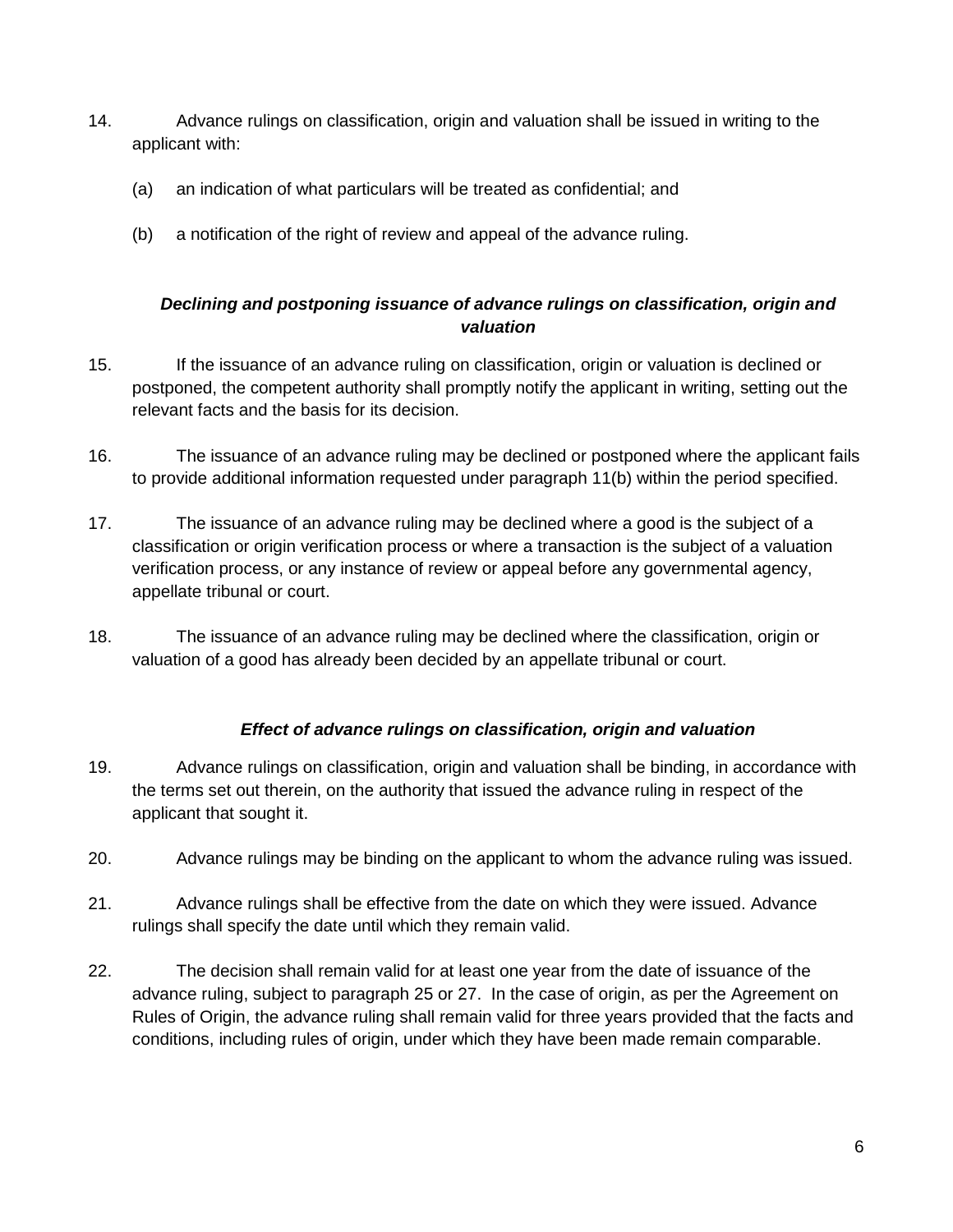14. Advance rulings on classification, origin and valuation shall be issued in writing to the applicant with:

    (a) an indication of what particulars will be treated as confidential; and

    (b) a notification of the right of review and appeal of the advance ruling.

***Declining and postponing issuance of advance rulings on classification, origin and valuation***

15. If the issuance of an advance ruling on classification, origin or valuation is declined or postponed, the competent authority shall promptly notify the applicant in writing, setting out the relevant facts and the basis for its decision.

16. The issuance of an advance ruling may be declined or postponed where the applicant fails to provide additional information requested under paragraph 11(b) within the period specified.

17. The issuance of an advance ruling may be declined where a good is the subject of a classification or origin verification process or where a transaction is the subject of a valuation verification process, or any instance of review or appeal before any governmental agency, appellate tribunal or court.

18. The issuance of an advance ruling may be declined where the classification, origin or valuation of a good has already been decided by an appellate tribunal or court.

***Effect of advance rulings on classification, origin and valuation***

19. Advance rulings on classification, origin and valuation shall be binding, in accordance with the terms set out therein, on the authority that issued the advance ruling in respect of the applicant that sought it.

20. Advance rulings may be binding on the applicant to whom the advance ruling was issued.

21. Advance rulings shall be effective from the date on which they were issued. Advance rulings shall specify the date until which they remain valid.

22. The decision shall remain valid for at least one year from the date of issuance of the advance ruling, subject to paragraph 25 or 27. In the case of origin, as per the Agreement on Rules of Origin, the advance ruling shall remain valid for three years provided that the facts and conditions, including rules of origin, under which they have been made remain comparable.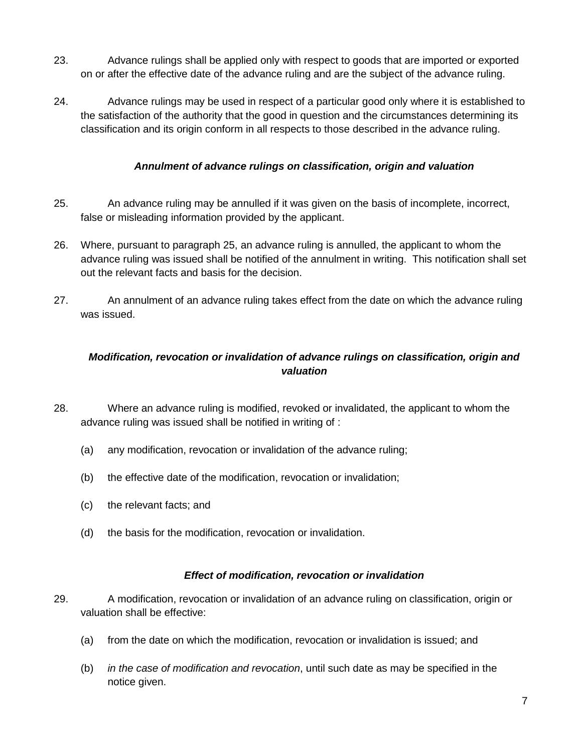23. Advance rulings shall be applied only with respect to goods that are imported or exported on or after the effective date of the advance ruling and are the subject of the advance ruling.

24. Advance rulings may be used in respect of a particular good only where it is established to the satisfaction of the authority that the good in question and the circumstances determining its classification and its origin conform in all respects to those described in the advance ruling.

***Annulment of advance rulings on classification, origin and valuation***

25. An advance ruling may be annulled if it was given on the basis of incomplete, incorrect, false or misleading information provided by the applicant.

26. Where, pursuant to paragraph 25, an advance ruling is annulled, the applicant to whom the advance ruling was issued shall be notified of the annulment in writing. This notification shall set out the relevant facts and basis for the decision.

27. An annulment of an advance ruling takes effect from the date on which the advance ruling was issued.

***Modification, revocation or invalidation of advance rulings on classification, origin and valuation***

28. Where an advance ruling is modified, revoked or invalidated, the applicant to whom the advance ruling was issued shall be notified in writing of :

    (a) any modification, revocation or invalidation of the advance ruling;

    (b) the effective date of the modification, revocation or invalidation;

    (c) the relevant facts; and

    (d) the basis for the modification, revocation or invalidation.

***Effect of modification, revocation or invalidation***

29. A modification, revocation or invalidation of an advance ruling on classification, origin or valuation shall be effective:

    (a) from the date on which the modification, revocation or invalidation is issued; and

    (b) *in the case of modification and revocation*, until such date as may be specified in the notice given.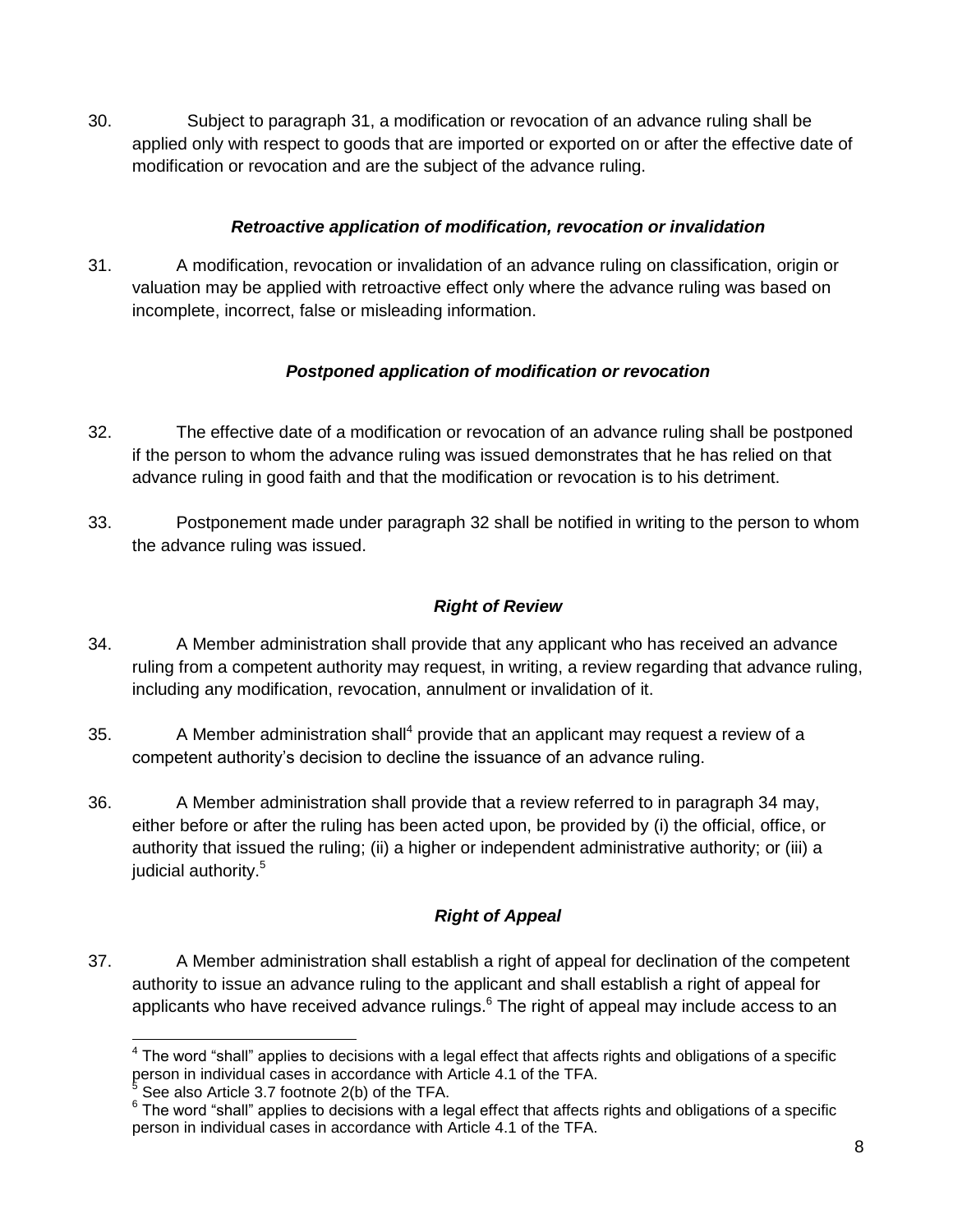30. Subject to paragraph 31, a modification or revocation of an advance ruling shall be applied only with respect to goods that are imported or exported on or after the effective date of modification or revocation and are the subject of the advance ruling.

### *Retroactive application of modification, revocation or invalidation*

31. A modification, revocation or invalidation of an advance ruling on classification, origin or valuation may be applied with retroactive effect only where the advance ruling was based on incomplete, incorrect, false or misleading information.

### *Postponed application of modification or revocation*

32. The effective date of a modification or revocation of an advance ruling shall be postponed if the person to whom the advance ruling was issued demonstrates that he has relied on that advance ruling in good faith and that the modification or revocation is to his detriment.

33. Postponement made under paragraph 32 shall be notified in writing to the person to whom the advance ruling was issued.

### *Right of Review*

34. A Member administration shall provide that any applicant who has received an advance ruling from a competent authority may request, in writing, a review regarding that advance ruling, including any modification, revocation, annulment or invalidation of it.

35. A Member administration shall[4] provide that an applicant may request a review of a competent authority's decision to decline the issuance of an advance ruling.

36. A Member administration shall provide that a review referred to in paragraph 34 may, either before or after the ruling has been acted upon, be provided by (i) the official, office, or authority that issued the ruling; (ii) a higher or independent administrative authority; or (iii) a judicial authority.[5]

### *Right of Appeal*

37. A Member administration shall establish a right of appeal for declination of the competent authority to issue an advance ruling to the applicant and shall establish a right of appeal for applicants who have received advance rulings.[6] The right of appeal may include access to an

---

[4] The word "shall" applies to decisions with a legal effect that affects rights and obligations of a specific person in individual cases in accordance with Article 4.1 of the TFA.

[5] See also Article 3.7 footnote 2(b) of the TFA.

[6] The word "shall" applies to decisions with a legal effect that affects rights and obligations of a specific person in individual cases in accordance with Article 4.1 of the TFA.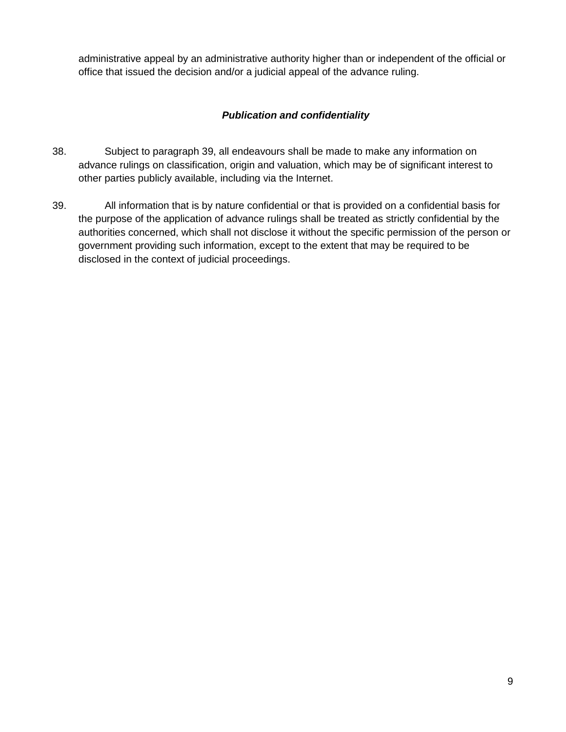administrative appeal by an administrative authority higher than or independent of the official or office that issued the decision and/or a judicial appeal of the advance ruling.

### *Publication and confidentiality*

38. Subject to paragraph 39, all endeavours shall be made to make any information on advance rulings on classification, origin and valuation, which may be of significant interest to other parties publicly available, including via the Internet.

39. All information that is by nature confidential or that is provided on a confidential basis for the purpose of the application of advance rulings shall be treated as strictly confidential by the authorities concerned, which shall not disclose it without the specific permission of the person or government providing such information, except to the extent that may be required to be disclosed in the context of judicial proceedings.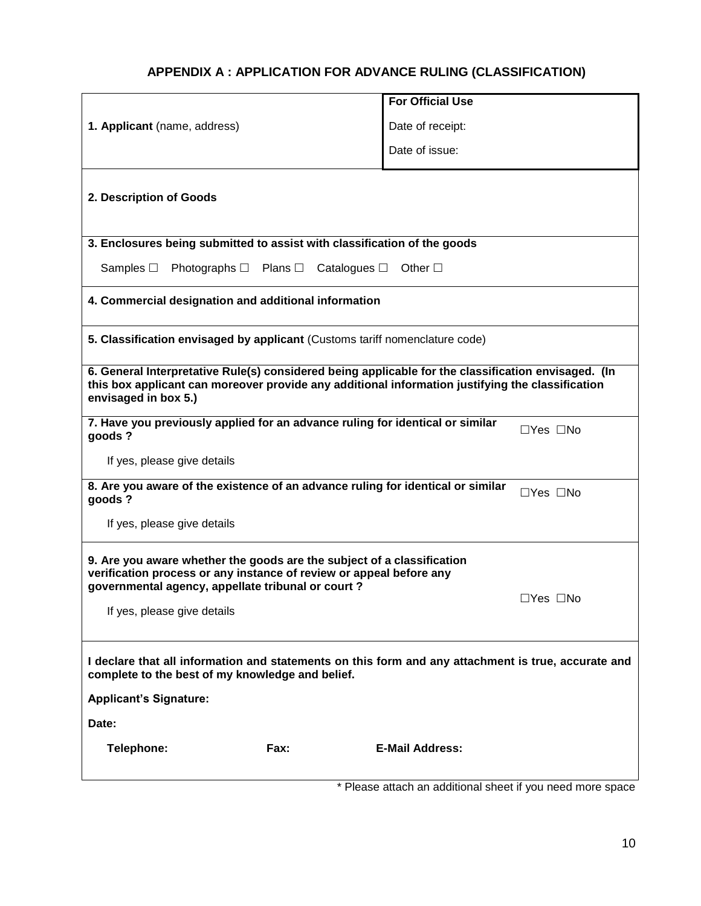## APPENDIX A : APPLICATION FOR ADVANCE RULING (CLASSIFICATION)

| **1. Applicant** (name, address) | **For Official Use**<br>Date of receipt:<br>Date of issue: |
|---|---|

**2. Description of Goods**

**3. Enclosures being submitted to assist with classification of the goods**

Samples ☐ Photographs ☐ Plans ☐ Catalogues ☐ Other ☐

**4. Commercial designation and additional information**

**5. Classification envisaged by applicant** (Customs tariff nomenclature code)

**6. General Interpretative Rule(s) considered being applicable for the classification envisaged. (In this box applicant can moreover provide any additional information justifying the classification envisaged in box 5.)**

**7. Have you previously applied for an advance ruling for identical or similar goods ?** ☐Yes ☐No

If yes, please give details

**8. Are you aware of the existence of an advance ruling for identical or similar goods ?** ☐Yes ☐No

If yes, please give details

**9. Are you aware whether the goods are the subject of a classification verification process or any instance of review or appeal before any governmental agency, appellate tribunal or court ?** ☐Yes ☐No

If yes, please give details

**I declare that all information and statements on this form and any attachment is true, accurate and complete to the best of my knowledge and belief.**

**Applicant's Signature:**

**Date:**

**Telephone:** **Fax:** **E-Mail Address:**

\* Please attach an additional sheet if you need more space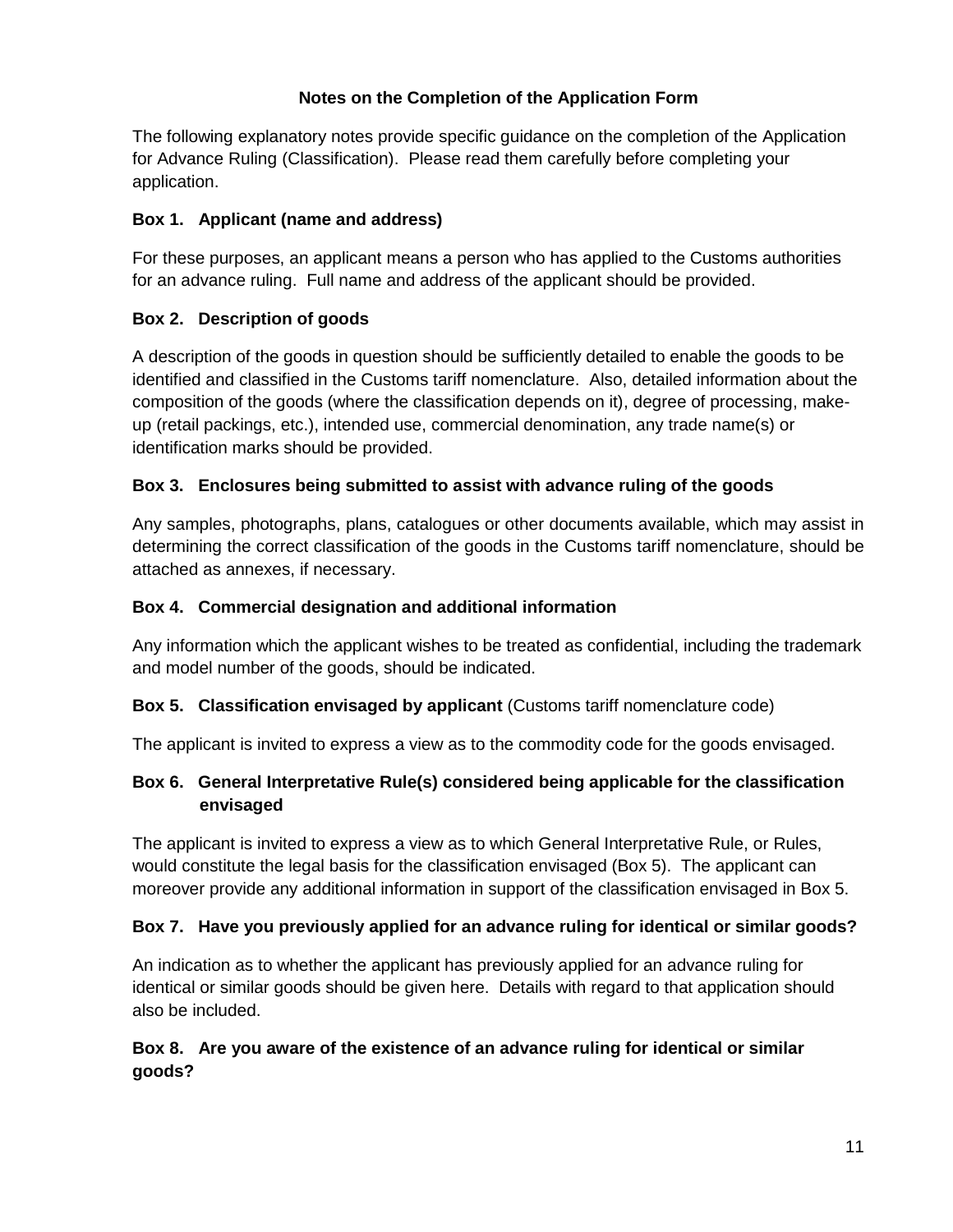## Notes on the Completion of the Application Form

The following explanatory notes provide specific guidance on the completion of the Application for Advance Ruling (Classification). Please read them carefully before completing your application.

### Box 1. Applicant (name and address)

For these purposes, an applicant means a person who has applied to the Customs authorities for an advance ruling. Full name and address of the applicant should be provided.

### Box 2. Description of goods

A description of the goods in question should be sufficiently detailed to enable the goods to be identified and classified in the Customs tariff nomenclature. Also, detailed information about the composition of the goods (where the classification depends on it), degree of processing, make-up (retail packings, etc.), intended use, commercial denomination, any trade name(s) or identification marks should be provided.

### Box 3. Enclosures being submitted to assist with advance ruling of the goods

Any samples, photographs, plans, catalogues or other documents available, which may assist in determining the correct classification of the goods in the Customs tariff nomenclature, should be attached as annexes, if necessary.

### Box 4. Commercial designation and additional information

Any information which the applicant wishes to be treated as confidential, including the trademark and model number of the goods, should be indicated.

### Box 5. Classification envisaged by applicant (Customs tariff nomenclature code)

The applicant is invited to express a view as to the commodity code for the goods envisaged.

### Box 6. General Interpretative Rule(s) considered being applicable for the classification envisaged

The applicant is invited to express a view as to which General Interpretative Rule, or Rules, would constitute the legal basis for the classification envisaged (Box 5). The applicant can moreover provide any additional information in support of the classification envisaged in Box 5.

### Box 7. Have you previously applied for an advance ruling for identical or similar goods?

An indication as to whether the applicant has previously applied for an advance ruling for identical or similar goods should be given here. Details with regard to that application should also be included.

### Box 8. Are you aware of the existence of an advance ruling for identical or similar goods?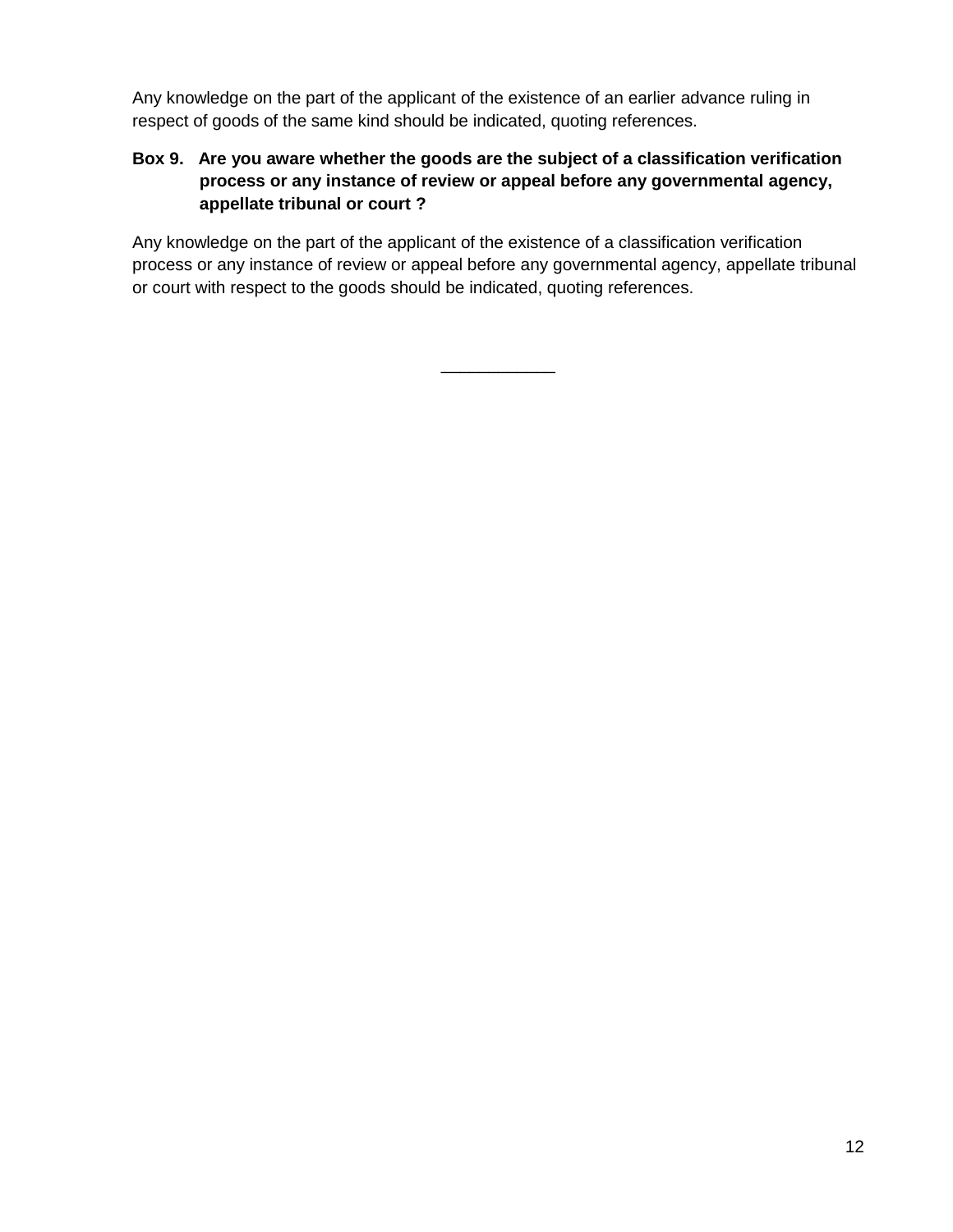Any knowledge on the part of the applicant of the existence of an earlier advance ruling in respect of goods of the same kind should be indicated, quoting references.

**Box 9. Are you aware whether the goods are the subject of a classification verification process or any instance of review or appeal before any governmental agency, appellate tribunal or court ?**

Any knowledge on the part of the applicant of the existence of a classification verification process or any instance of review or appeal before any governmental agency, appellate tribunal or court with respect to the goods should be indicated, quoting references.

___________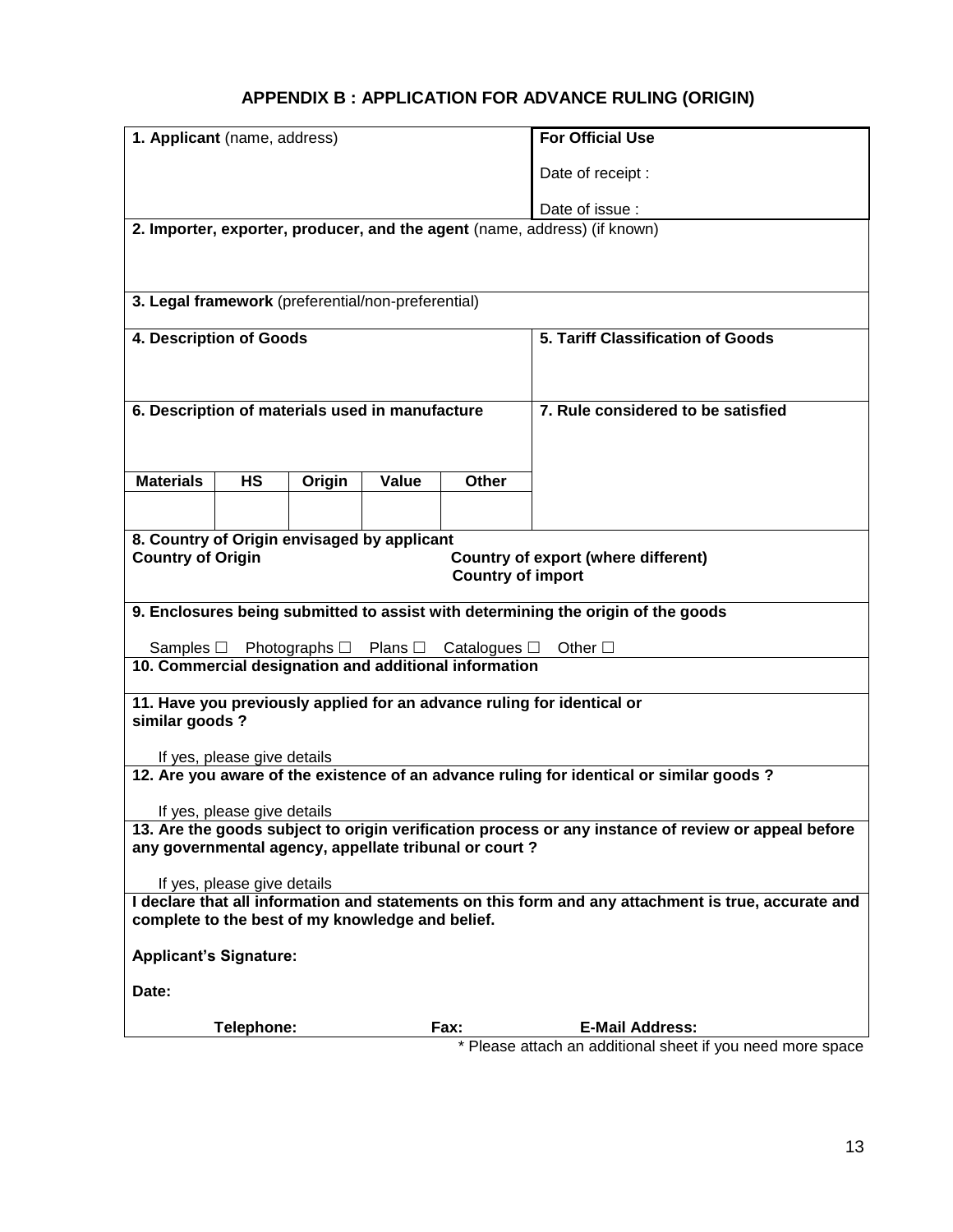## APPENDIX B : APPLICATION FOR ADVANCE RULING (ORIGIN)

| **1. Applicant** (name, address) | | | | | **For Official Use**<br><br>Date of receipt :<br><br>Date of issue : |
|---|---|---|---|---|---|
| **2. Importer, exporter, producer, and the agent** (name, address) (if known) | | | | | |
| **3. Legal framework** (preferential/non-preferential) | | | | | |
| **4. Description of Goods** | | | | | **5. Tariff Classification of Goods** |
| **6. Description of materials used in manufacture** | | | | | **7. Rule considered to be satisfied** |
| **Materials** | **HS** | **Origin** | **Value** | **Other** | |
| | | | | | |
| **8. Country of Origin envisaged by applicant**<br>**Country of Origin** &nbsp;&nbsp;&nbsp; **Country of export (where different)**<br>**Country of import** | | | | | |
| **9. Enclosures being submitted to assist with determining the origin of the goods**<br><br>Samples ☐ Photographs ☐ Plans ☐ Catalogues ☐ Other ☐ | | | | | |
| **10. Commercial designation and additional information** | | | | | |
| **11. Have you previously applied for an advance ruling for identical or similar goods ?**<br><br>If yes, please give details | | | | | |
| **12. Are you aware of the existence of an advance ruling for identical or similar goods ?**<br><br>If yes, please give details | | | | | |
| **13. Are the goods subject to origin verification process or any instance of review or appeal before any governmental agency, appellate tribunal or court ?**<br><br>If yes, please give details | | | | | |
| **I declare that all information and statements on this form and any attachment is true, accurate and complete to the best of my knowledge and belief.**<br><br>**Applicant's Signature:**<br><br>**Date:**<br><br>**Telephone:** &nbsp;&nbsp;&nbsp; **Fax:** &nbsp;&nbsp;&nbsp; **E-Mail Address:** | | | | | |

\* Please attach an additional sheet if you need more space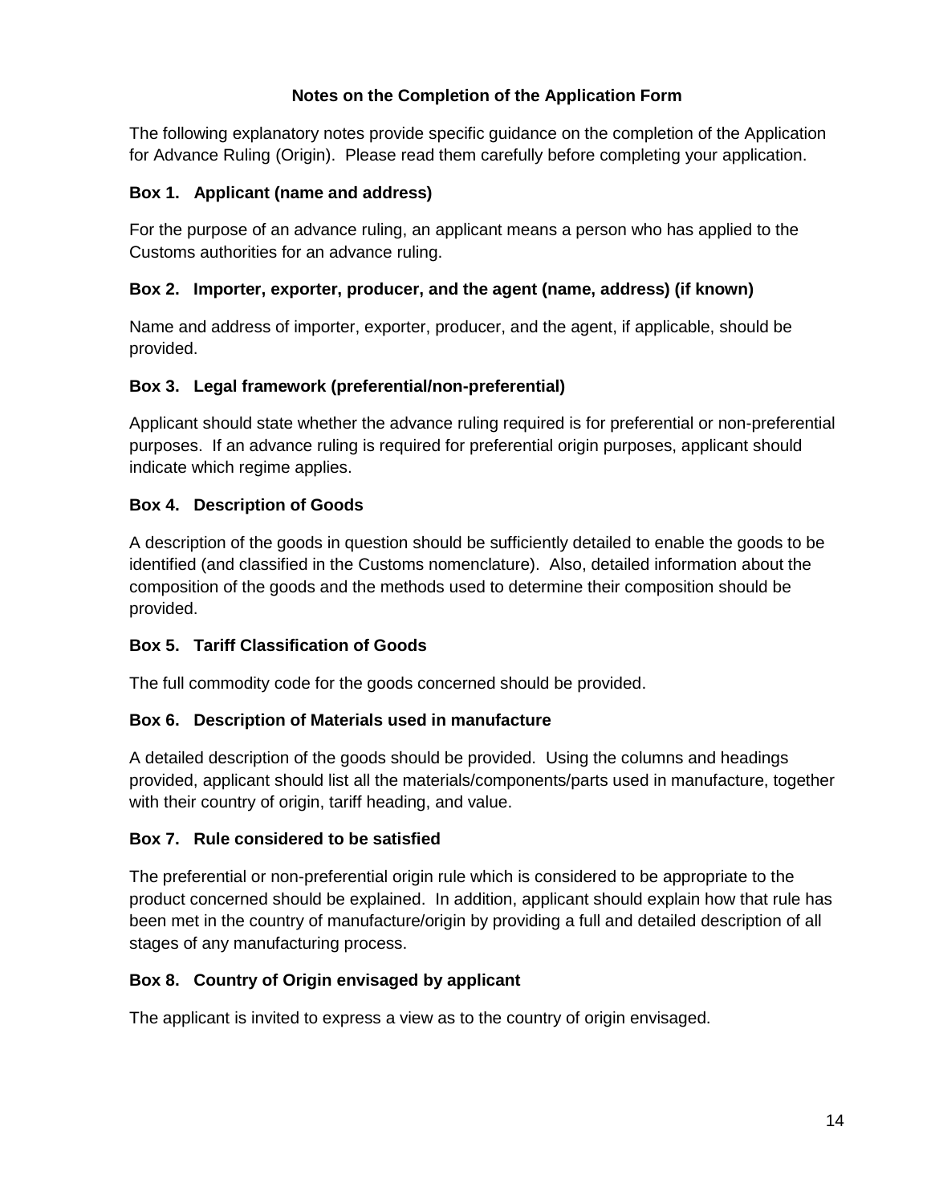## Notes on the Completion of the Application Form

The following explanatory notes provide specific guidance on the completion of the Application for Advance Ruling (Origin). Please read them carefully before completing your application.

### Box 1. Applicant (name and address)

For the purpose of an advance ruling, an applicant means a person who has applied to the Customs authorities for an advance ruling.

### Box 2. Importer, exporter, producer, and the agent (name, address) (if known)

Name and address of importer, exporter, producer, and the agent, if applicable, should be provided.

### Box 3. Legal framework (preferential/non-preferential)

Applicant should state whether the advance ruling required is for preferential or non-preferential purposes. If an advance ruling is required for preferential origin purposes, applicant should indicate which regime applies.

### Box 4. Description of Goods

A description of the goods in question should be sufficiently detailed to enable the goods to be identified (and classified in the Customs nomenclature). Also, detailed information about the composition of the goods and the methods used to determine their composition should be provided.

### Box 5. Tariff Classification of Goods

The full commodity code for the goods concerned should be provided.

### Box 6. Description of Materials used in manufacture

A detailed description of the goods should be provided. Using the columns and headings provided, applicant should list all the materials/components/parts used in manufacture, together with their country of origin, tariff heading, and value.

### Box 7. Rule considered to be satisfied

The preferential or non-preferential origin rule which is considered to be appropriate to the product concerned should be explained. In addition, applicant should explain how that rule has been met in the country of manufacture/origin by providing a full and detailed description of all stages of any manufacturing process.

### Box 8. Country of Origin envisaged by applicant

The applicant is invited to express a view as to the country of origin envisaged.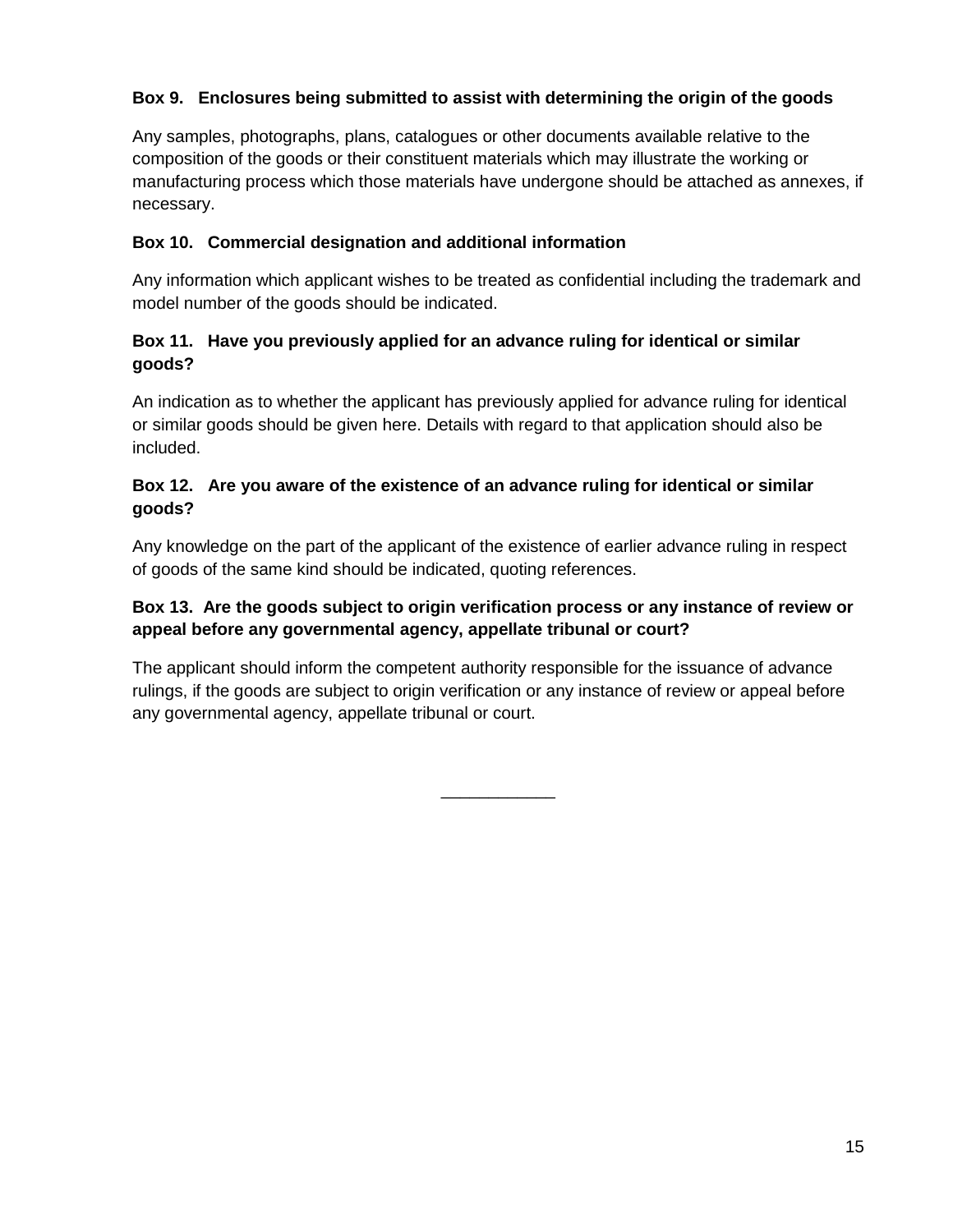**Box 9. Enclosures being submitted to assist with determining the origin of the goods**

Any samples, photographs, plans, catalogues or other documents available relative to the composition of the goods or their constituent materials which may illustrate the working or manufacturing process which those materials have undergone should be attached as annexes, if necessary.

**Box 10. Commercial designation and additional information**

Any information which applicant wishes to be treated as confidential including the trademark and model number of the goods should be indicated.

**Box 11. Have you previously applied for an advance ruling for identical or similar goods?**

An indication as to whether the applicant has previously applied for advance ruling for identical or similar goods should be given here. Details with regard to that application should also be included.

**Box 12. Are you aware of the existence of an advance ruling for identical or similar goods?**

Any knowledge on the part of the applicant of the existence of earlier advance ruling in respect of goods of the same kind should be indicated, quoting references.

**Box 13. Are the goods subject to origin verification process or any instance of review or appeal before any governmental agency, appellate tribunal or court?**

The applicant should inform the competent authority responsible for the issuance of advance rulings, if the goods are subject to origin verification or any instance of review or appeal before any governmental agency, appellate tribunal or court.

___________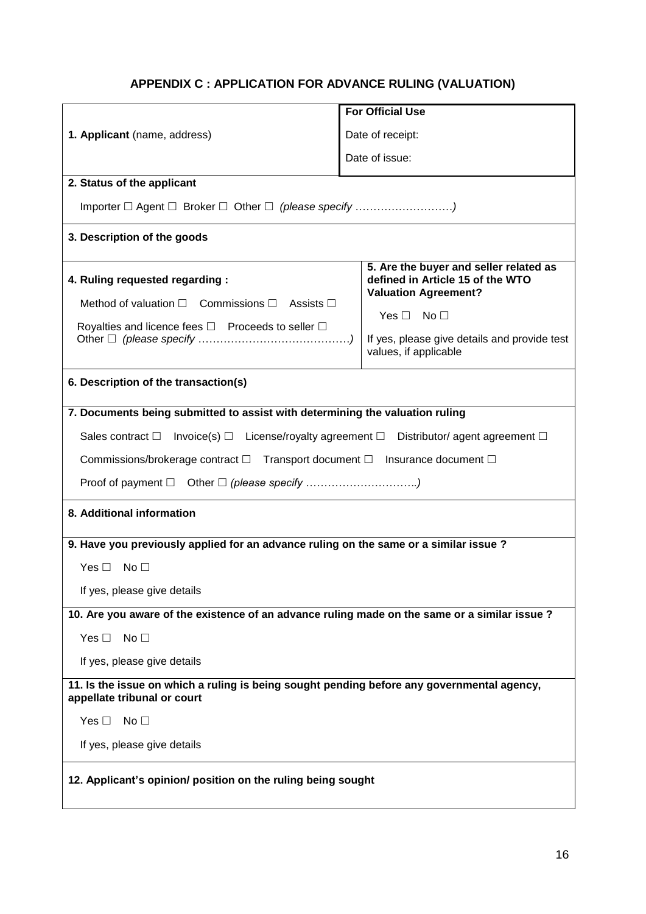## APPENDIX C : APPLICATION FOR ADVANCE RULING (VALUATION)

| **1. Applicant** (name, address) | **For Official Use**<br>Date of receipt:<br>Date of issue: |
|---|---|
| **2. Status of the applicant**<br>Importer ☐ Agent ☐ Broker ☐ Other ☐ *(please specify ………………………)* | |
| **3. Description of the goods** | |
| **4. Ruling requested regarding :**<br>Method of valuation ☐ Commissions ☐ Assists ☐<br>Royalties and licence fees ☐ Proceeds to seller ☐<br>Other ☐ *(please specify …………………………………….)* | **5. Are the buyer and seller related as defined in Article 15 of the WTO Valuation Agreement?**<br>Yes ☐ No ☐<br>If yes, please give details and provide test values, if applicable |
| **6. Description of the transaction(s)** | |
| **7. Documents being submitted to assist with determining the valuation ruling**<br>Sales contract ☐ Invoice(s) ☐ License/royalty agreement ☐ Distributor/ agent agreement ☐<br>Commissions/brokerage contract ☐ Transport document ☐ Insurance document ☐<br>Proof of payment ☐ Other ☐ *(please specify ………………………….)* | |
| **8. Additional information** | |
| **9. Have you previously applied for an advance ruling on the same or a similar issue ?**<br>Yes ☐ No ☐<br>If yes, please give details | |
| **10. Are you aware of the existence of an advance ruling made on the same or a similar issue ?**<br>Yes ☐ No ☐<br>If yes, please give details | |
| **11. Is the issue on which a ruling is being sought pending before any governmental agency, appellate tribunal or court**<br>Yes ☐ No ☐<br>If yes, please give details | |
| **12. Applicant's opinion/ position on the ruling being sought** | |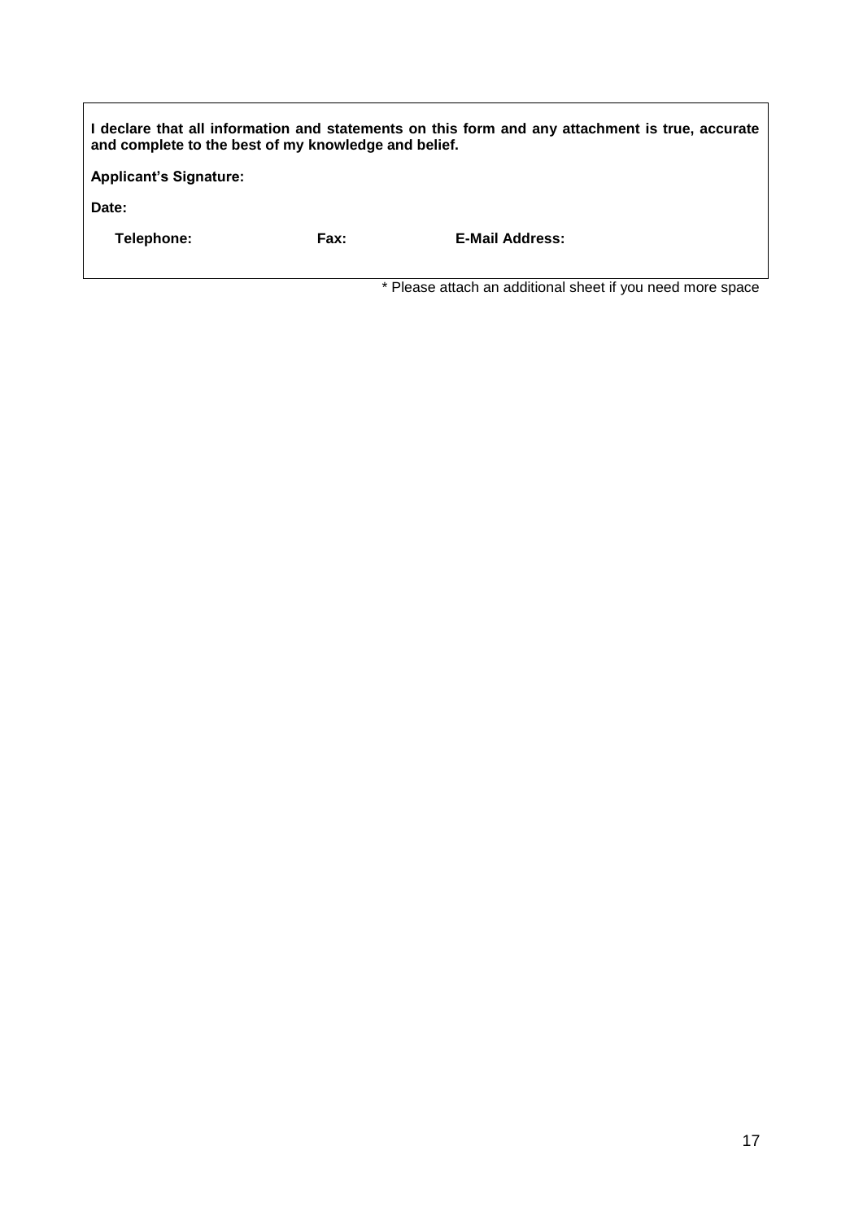**I declare that all information and statements on this form and any attachment is true, accurate and complete to the best of my knowledge and belief.**

**Applicant's Signature:**

**Date:**

**Telephone:** **Fax:** **E-Mail Address:**

\* Please attach an additional sheet if you need more space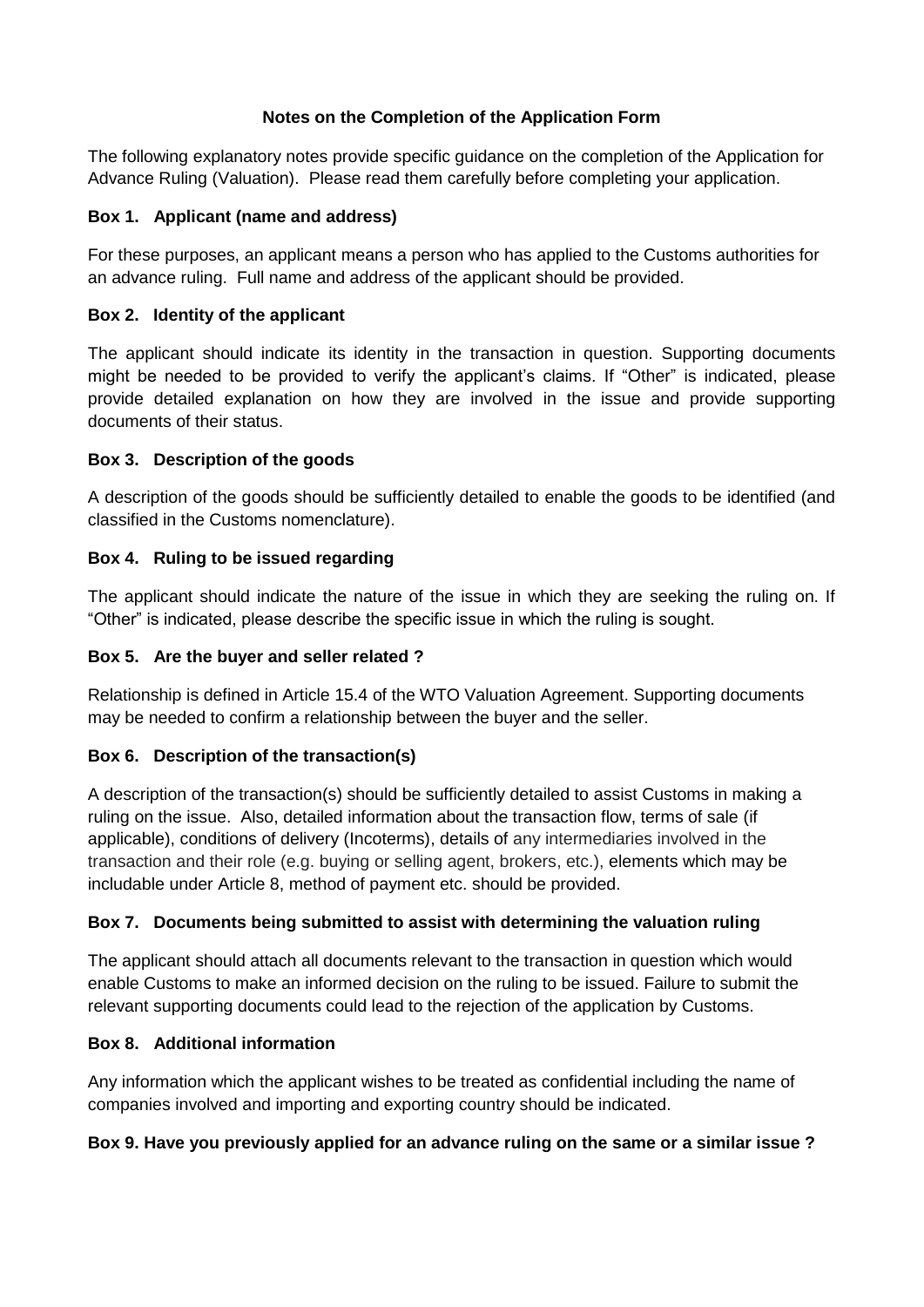## Notes on the Completion of the Application Form

The following explanatory notes provide specific guidance on the completion of the Application for Advance Ruling (Valuation). Please read them carefully before completing your application.

### Box 1. Applicant (name and address)

For these purposes, an applicant means a person who has applied to the Customs authorities for an advance ruling. Full name and address of the applicant should be provided.

### Box 2. Identity of the applicant

The applicant should indicate its identity in the transaction in question. Supporting documents might be needed to be provided to verify the applicant's claims. If "Other" is indicated, please provide detailed explanation on how they are involved in the issue and provide supporting documents of their status.

### Box 3. Description of the goods

A description of the goods should be sufficiently detailed to enable the goods to be identified (and classified in the Customs nomenclature).

### Box 4. Ruling to be issued regarding

The applicant should indicate the nature of the issue in which they are seeking the ruling on. If "Other" is indicated, please describe the specific issue in which the ruling is sought.

### Box 5. Are the buyer and seller related ?

Relationship is defined in Article 15.4 of the WTO Valuation Agreement. Supporting documents may be needed to confirm a relationship between the buyer and the seller.

### Box 6. Description of the transaction(s)

A description of the transaction(s) should be sufficiently detailed to assist Customs in making a ruling on the issue. Also, detailed information about the transaction flow, terms of sale (if applicable), conditions of delivery (Incoterms), details of any intermediaries involved in the transaction and their role (e.g. buying or selling agent, brokers, etc.), elements which may be includable under Article 8, method of payment etc. should be provided.

### Box 7. Documents being submitted to assist with determining the valuation ruling

The applicant should attach all documents relevant to the transaction in question which would enable Customs to make an informed decision on the ruling to be issued. Failure to submit the relevant supporting documents could lead to the rejection of the application by Customs.

### Box 8. Additional information

Any information which the applicant wishes to be treated as confidential including the name of companies involved and importing and exporting country should be indicated.

### Box 9. Have you previously applied for an advance ruling on the same or a similar issue ?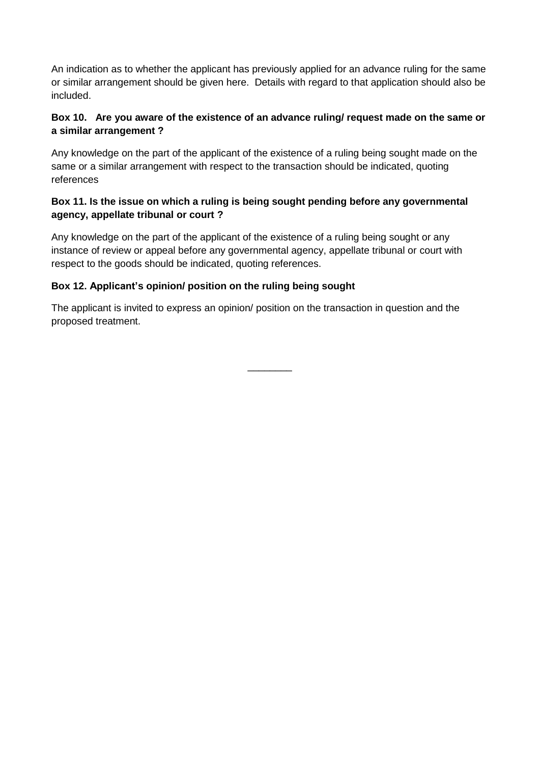An indication as to whether the applicant has previously applied for an advance ruling for the same or similar arrangement should be given here. Details with regard to that application should also be included.

**Box 10. Are you aware of the existence of an advance ruling/ request made on the same or a similar arrangement ?**

Any knowledge on the part of the applicant of the existence of a ruling being sought made on the same or a similar arrangement with respect to the transaction should be indicated, quoting references

**Box 11. Is the issue on which a ruling is being sought pending before any governmental agency, appellate tribunal or court ?**

Any knowledge on the part of the applicant of the existence of a ruling being sought or any instance of review or appeal before any governmental agency, appellate tribunal or court with respect to the goods should be indicated, quoting references.

**Box 12. Applicant's opinion/ position on the ruling being sought**

The applicant is invited to express an opinion/ position on the transaction in question and the proposed treatment.

________